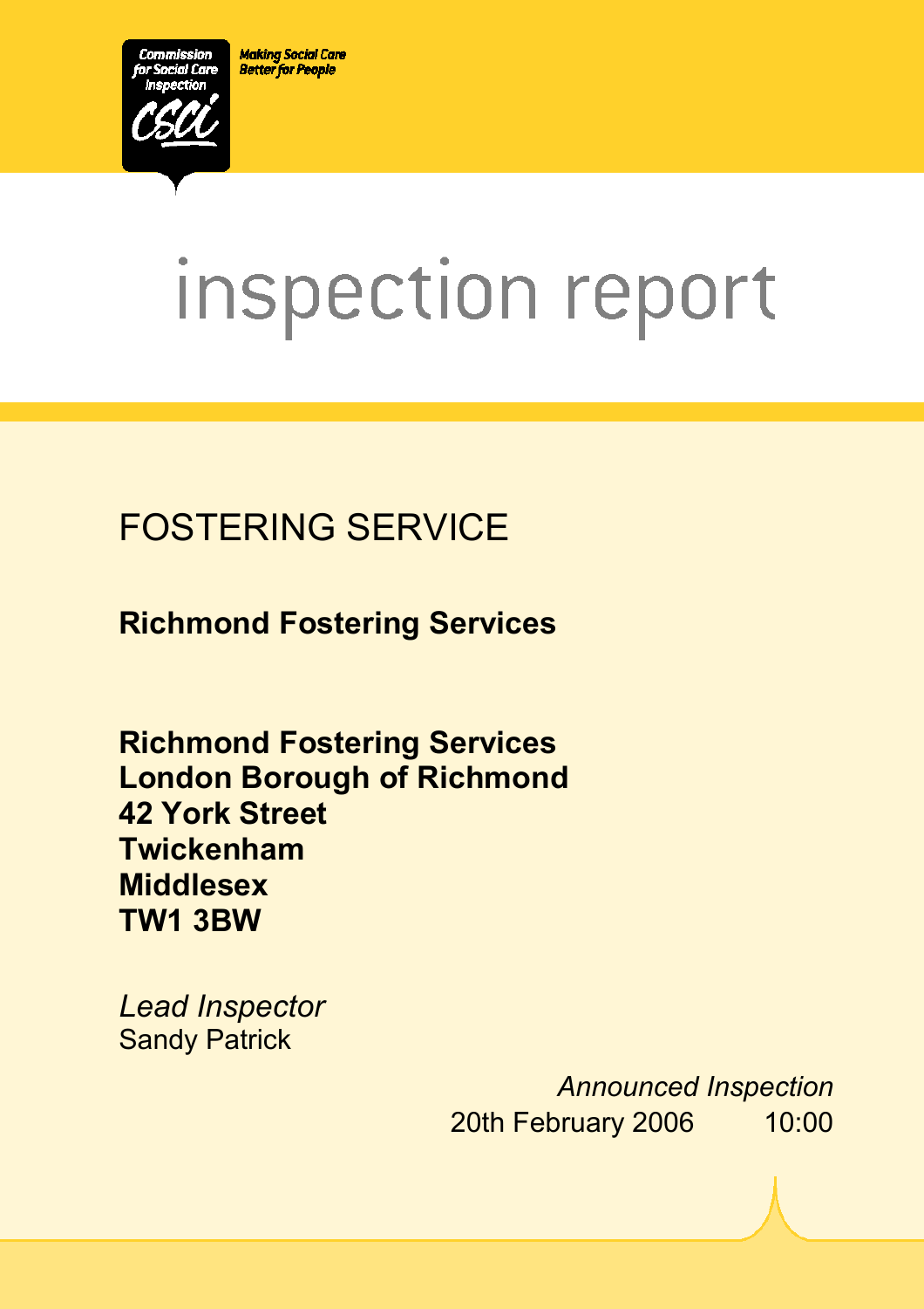Commission for Social Care Inspection

CSCI

Making Social Care Better for People

# inspection report

## FOSTERING SERVICE

**Richmond Fostering Services**

**Richmond Fostering Services**
**London Borough of Richmond**
**42 York Street**
**Twickenham**
**Middlesex**
**TW1 3BW**

*Lead Inspector*
Sandy Patrick

*Announced Inspection*
20th February 2006 10:00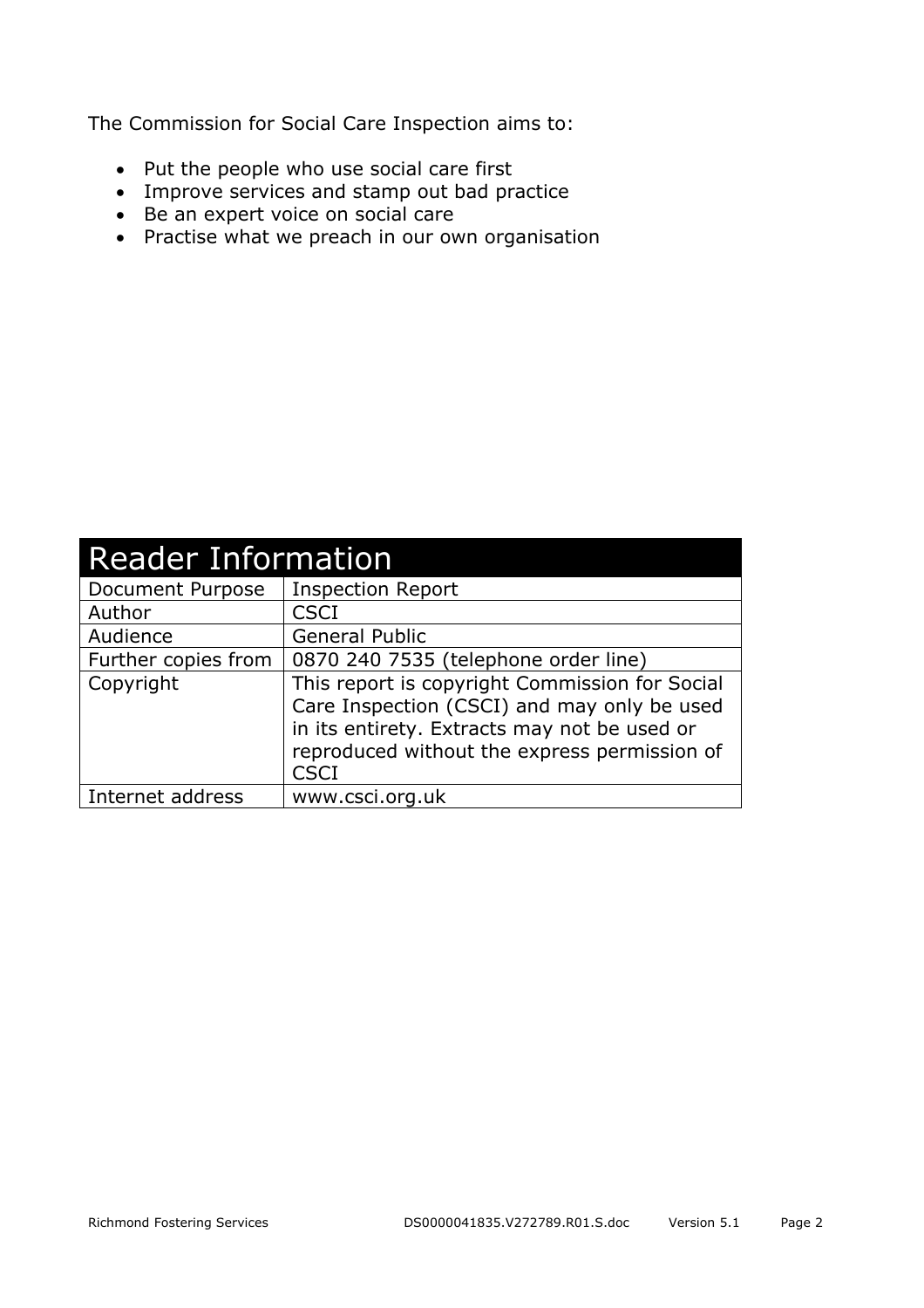The Commission for Social Care Inspection aims to:

- Put the people who use social care first
- Improve services and stamp out bad practice
- Be an expert voice on social care
- Practise what we preach in our own organisation

| Reader Information | |
|---|---|
| Document Purpose | Inspection Report |
| Author | CSCI |
| Audience | General Public |
| Further copies from | 0870 240 7535 (telephone order line) |
| Copyright | This report is copyright Commission for Social Care Inspection (CSCI) and may only be used in its entirety. Extracts may not be used or reproduced without the express permission of CSCI |
| Internet address | www.csci.org.uk |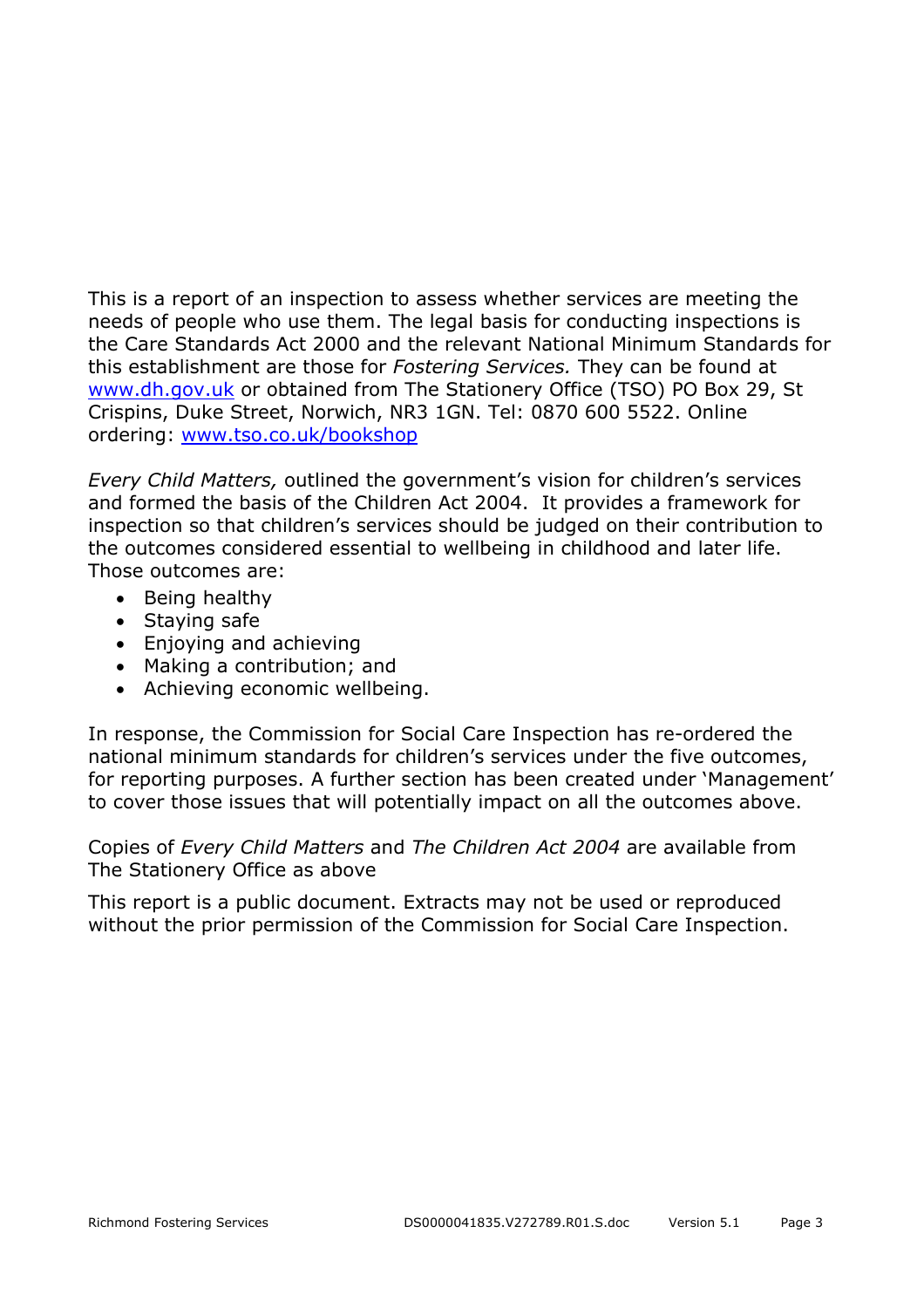This is a report of an inspection to assess whether services are meeting the needs of people who use them. The legal basis for conducting inspections is the Care Standards Act 2000 and the relevant National Minimum Standards for this establishment are those for *Fostering Services.* They can be found at [www.dh.gov.uk](http://www.dh.gov.uk) or obtained from The Stationery Office (TSO) PO Box 29, St Crispins, Duke Street, Norwich, NR3 1GN. Tel: 0870 600 5522. Online ordering: [www.tso.co.uk/bookshop](http://www.tso.co.uk/bookshop)

*Every Child Matters,* outlined the government's vision for children's services and formed the basis of the Children Act 2004. It provides a framework for inspection so that children's services should be judged on their contribution to the outcomes considered essential to wellbeing in childhood and later life. Those outcomes are:

- Being healthy
- Staying safe
- Enjoying and achieving
- Making a contribution; and
- Achieving economic wellbeing.

In response, the Commission for Social Care Inspection has re-ordered the national minimum standards for children's services under the five outcomes, for reporting purposes. A further section has been created under 'Management' to cover those issues that will potentially impact on all the outcomes above.

Copies of *Every Child Matters* and *The Children Act 2004* are available from The Stationery Office as above

This report is a public document. Extracts may not be used or reproduced without the prior permission of the Commission for Social Care Inspection.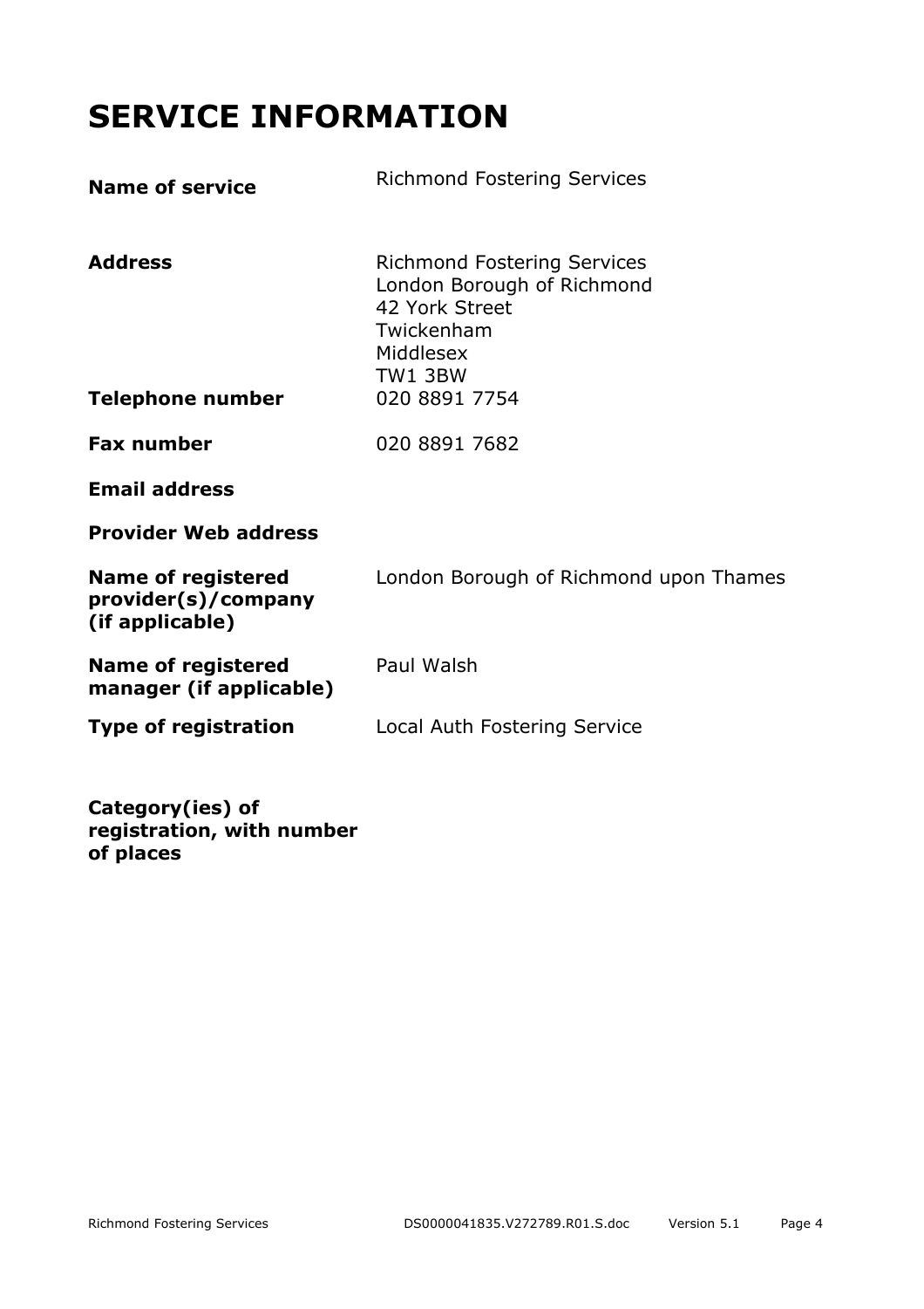# SERVICE INFORMATION

| | |
|---|---|
| **Name of service** | Richmond Fostering Services |
| **Address** | Richmond Fostering Services<br>London Borough of Richmond<br>42 York Street<br>Twickenham<br>Middlesex<br>TW1 3BW |
| **Telephone number** | 020 8891 7754 |
| **Fax number** | 020 8891 7682 |
| **Email address** | |
| **Provider Web address** | |
| **Name of registered provider(s)/company (if applicable)** | London Borough of Richmond upon Thames |
| **Name of registered manager (if applicable)** | Paul Walsh |
| **Type of registration** | Local Auth Fostering Service |
| **Category(ies) of registration, with number of places** | |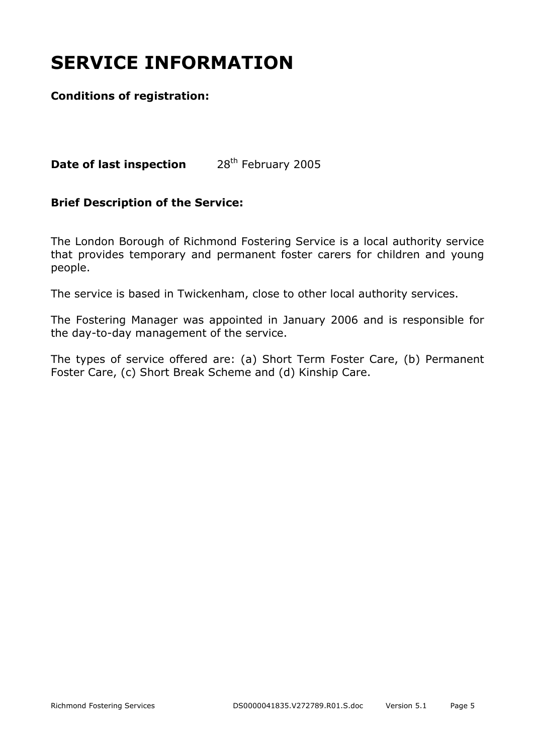# SERVICE INFORMATION

**Conditions of registration:**

**Date of last inspection** 28th February 2005

**Brief Description of the Service:**

The London Borough of Richmond Fostering Service is a local authority service that provides temporary and permanent foster carers for children and young people.

The service is based in Twickenham, close to other local authority services.

The Fostering Manager was appointed in January 2006 and is responsible for the day-to-day management of the service.

The types of service offered are: (a) Short Term Foster Care, (b) Permanent Foster Care, (c) Short Break Scheme and (d) Kinship Care.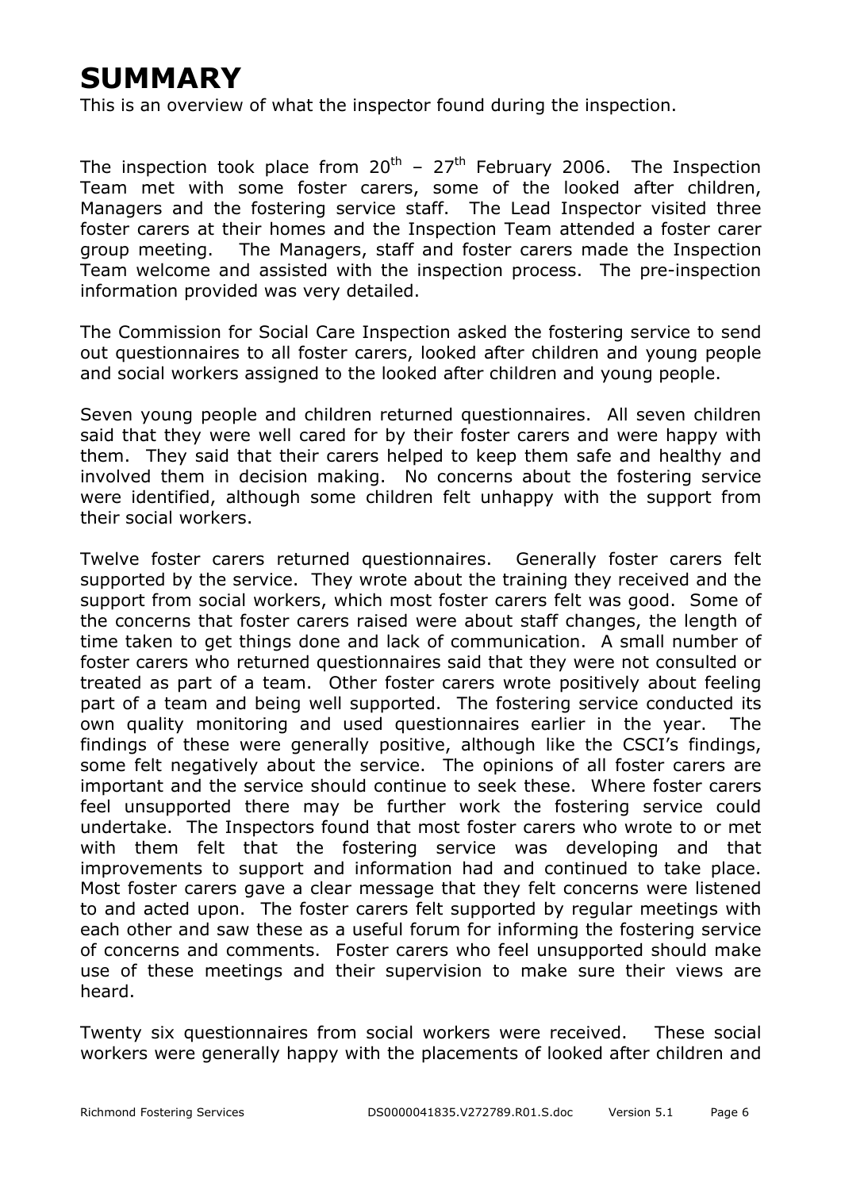# SUMMARY

This is an overview of what the inspector found during the inspection.

The inspection took place from 20th – 27th February 2006. The Inspection Team met with some foster carers, some of the looked after children, Managers and the fostering service staff. The Lead Inspector visited three foster carers at their homes and the Inspection Team attended a foster carer group meeting. The Managers, staff and foster carers made the Inspection Team welcome and assisted with the inspection process. The pre-inspection information provided was very detailed.

The Commission for Social Care Inspection asked the fostering service to send out questionnaires to all foster carers, looked after children and young people and social workers assigned to the looked after children and young people.

Seven young people and children returned questionnaires. All seven children said that they were well cared for by their foster carers and were happy with them. They said that their carers helped to keep them safe and healthy and involved them in decision making. No concerns about the fostering service were identified, although some children felt unhappy with the support from their social workers.

Twelve foster carers returned questionnaires. Generally foster carers felt supported by the service. They wrote about the training they received and the support from social workers, which most foster carers felt was good. Some of the concerns that foster carers raised were about staff changes, the length of time taken to get things done and lack of communication. A small number of foster carers who returned questionnaires said that they were not consulted or treated as part of a team. Other foster carers wrote positively about feeling part of a team and being well supported. The fostering service conducted its own quality monitoring and used questionnaires earlier in the year. The findings of these were generally positive, although like the CSCI's findings, some felt negatively about the service. The opinions of all foster carers are important and the service should continue to seek these. Where foster carers feel unsupported there may be further work the fostering service could undertake. The Inspectors found that most foster carers who wrote to or met with them felt that the fostering service was developing and that improvements to support and information had and continued to take place. Most foster carers gave a clear message that they felt concerns were listened to and acted upon. The foster carers felt supported by regular meetings with each other and saw these as a useful forum for informing the fostering service of concerns and comments. Foster carers who feel unsupported should make use of these meetings and their supervision to make sure their views are heard.

Twenty six questionnaires from social workers were received. These social workers were generally happy with the placements of looked after children and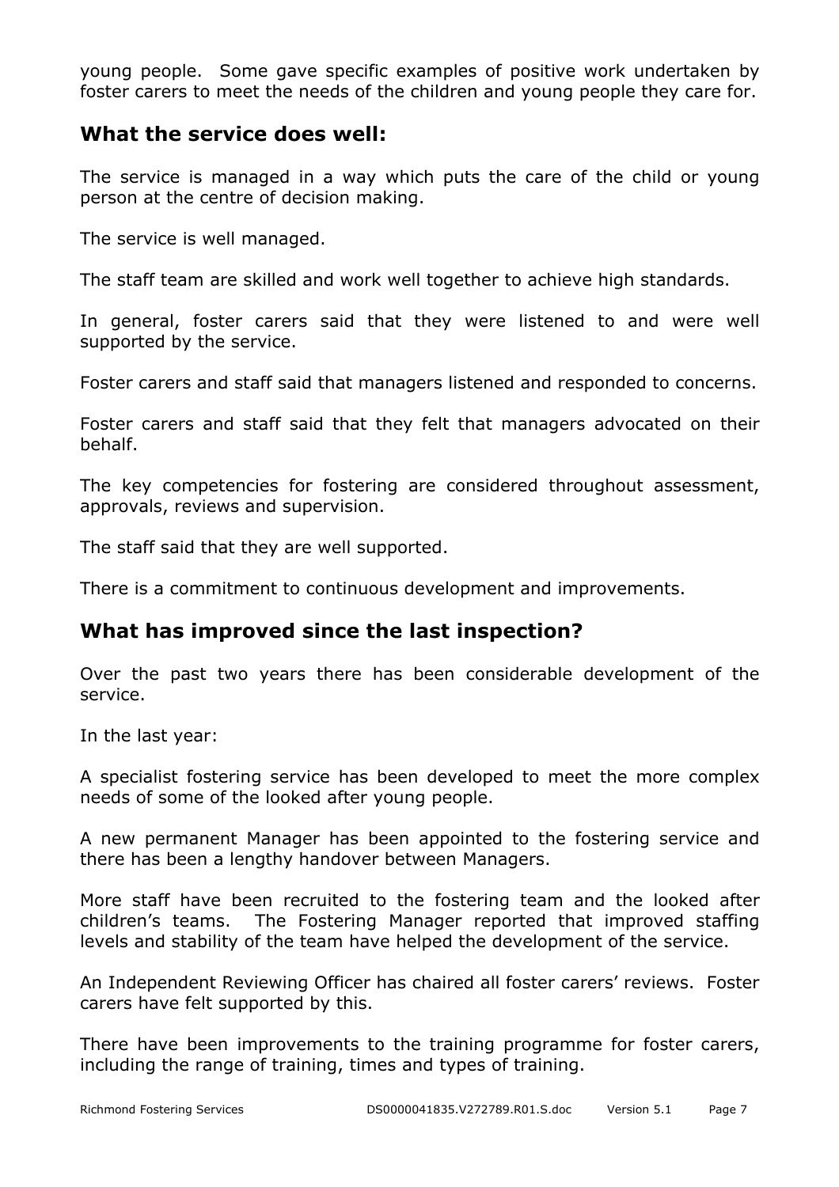young people. Some gave specific examples of positive work undertaken by foster carers to meet the needs of the children and young people they care for.

## What the service does well:

The service is managed in a way which puts the care of the child or young person at the centre of decision making.

The service is well managed.

The staff team are skilled and work well together to achieve high standards.

In general, foster carers said that they were listened to and were well supported by the service.

Foster carers and staff said that managers listened and responded to concerns.

Foster carers and staff said that they felt that managers advocated on their behalf.

The key competencies for fostering are considered throughout assessment, approvals, reviews and supervision.

The staff said that they are well supported.

There is a commitment to continuous development and improvements.

## What has improved since the last inspection?

Over the past two years there has been considerable development of the service.

In the last year:

A specialist fostering service has been developed to meet the more complex needs of some of the looked after young people.

A new permanent Manager has been appointed to the fostering service and there has been a lengthy handover between Managers.

More staff have been recruited to the fostering team and the looked after children's teams. The Fostering Manager reported that improved staffing levels and stability of the team have helped the development of the service.

An Independent Reviewing Officer has chaired all foster carers' reviews. Foster carers have felt supported by this.

There have been improvements to the training programme for foster carers, including the range of training, times and types of training.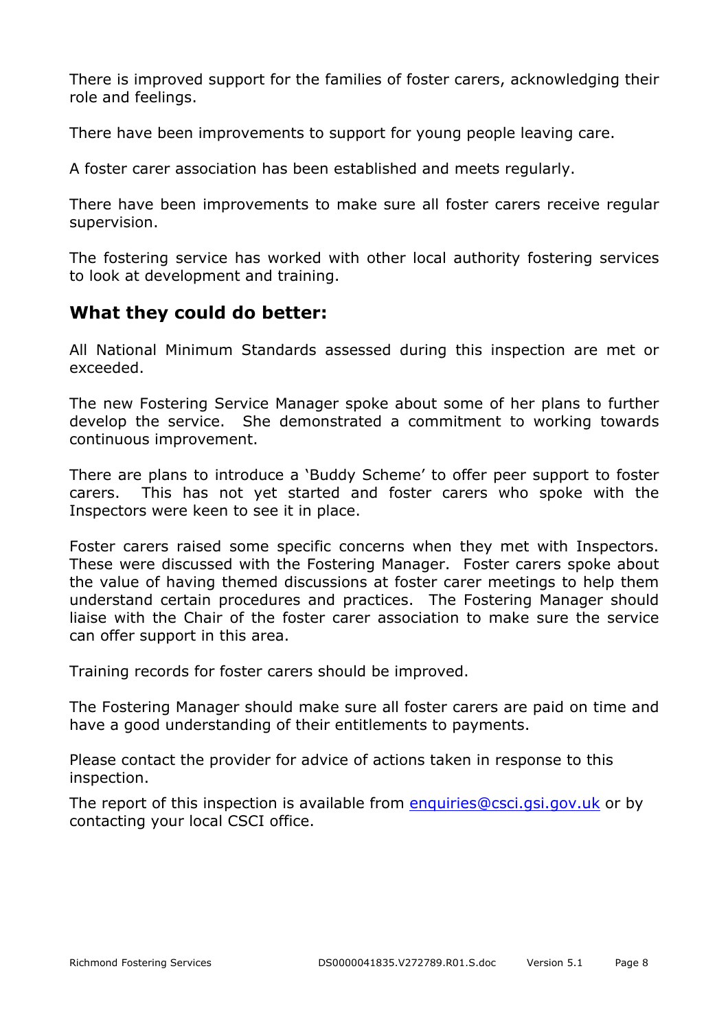There is improved support for the families of foster carers, acknowledging their role and feelings.

There have been improvements to support for young people leaving care.

A foster carer association has been established and meets regularly.

There have been improvements to make sure all foster carers receive regular supervision.

The fostering service has worked with other local authority fostering services to look at development and training.

## What they could do better:

All National Minimum Standards assessed during this inspection are met or exceeded.

The new Fostering Service Manager spoke about some of her plans to further develop the service. She demonstrated a commitment to working towards continuous improvement.

There are plans to introduce a 'Buddy Scheme' to offer peer support to foster carers. This has not yet started and foster carers who spoke with the Inspectors were keen to see it in place.

Foster carers raised some specific concerns when they met with Inspectors. These were discussed with the Fostering Manager. Foster carers spoke about the value of having themed discussions at foster carer meetings to help them understand certain procedures and practices. The Fostering Manager should liaise with the Chair of the foster carer association to make sure the service can offer support in this area.

Training records for foster carers should be improved.

The Fostering Manager should make sure all foster carers are paid on time and have a good understanding of their entitlements to payments.

Please contact the provider for advice of actions taken in response to this inspection.

The report of this inspection is available from enquiries@csci.gsi.gov.uk or by contacting your local CSCI office.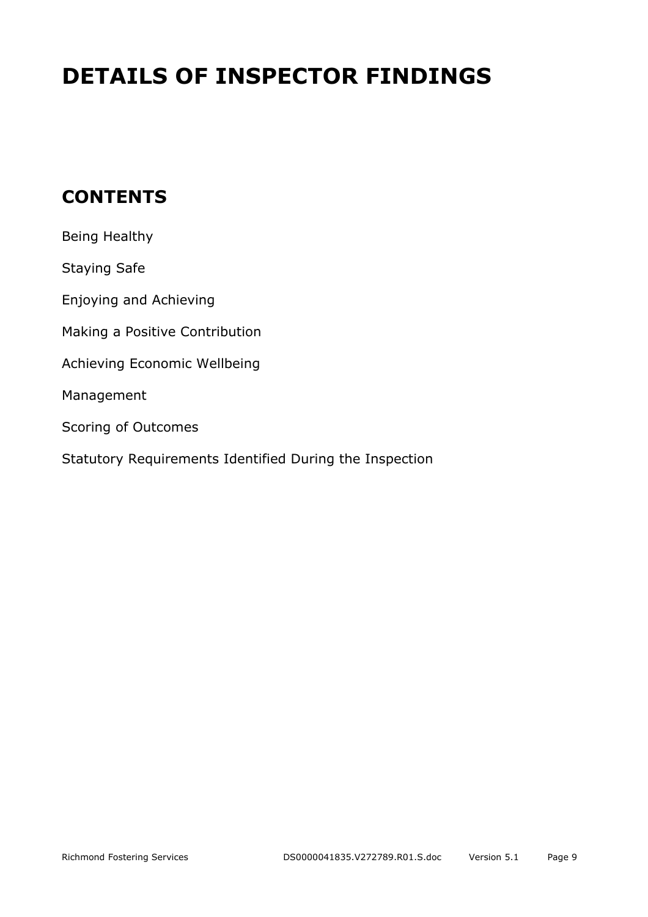# DETAILS OF INSPECTOR FINDINGS

## CONTENTS

Being Healthy

Staying Safe

Enjoying and Achieving

Making a Positive Contribution

Achieving Economic Wellbeing

Management

Scoring of Outcomes

Statutory Requirements Identified During the Inspection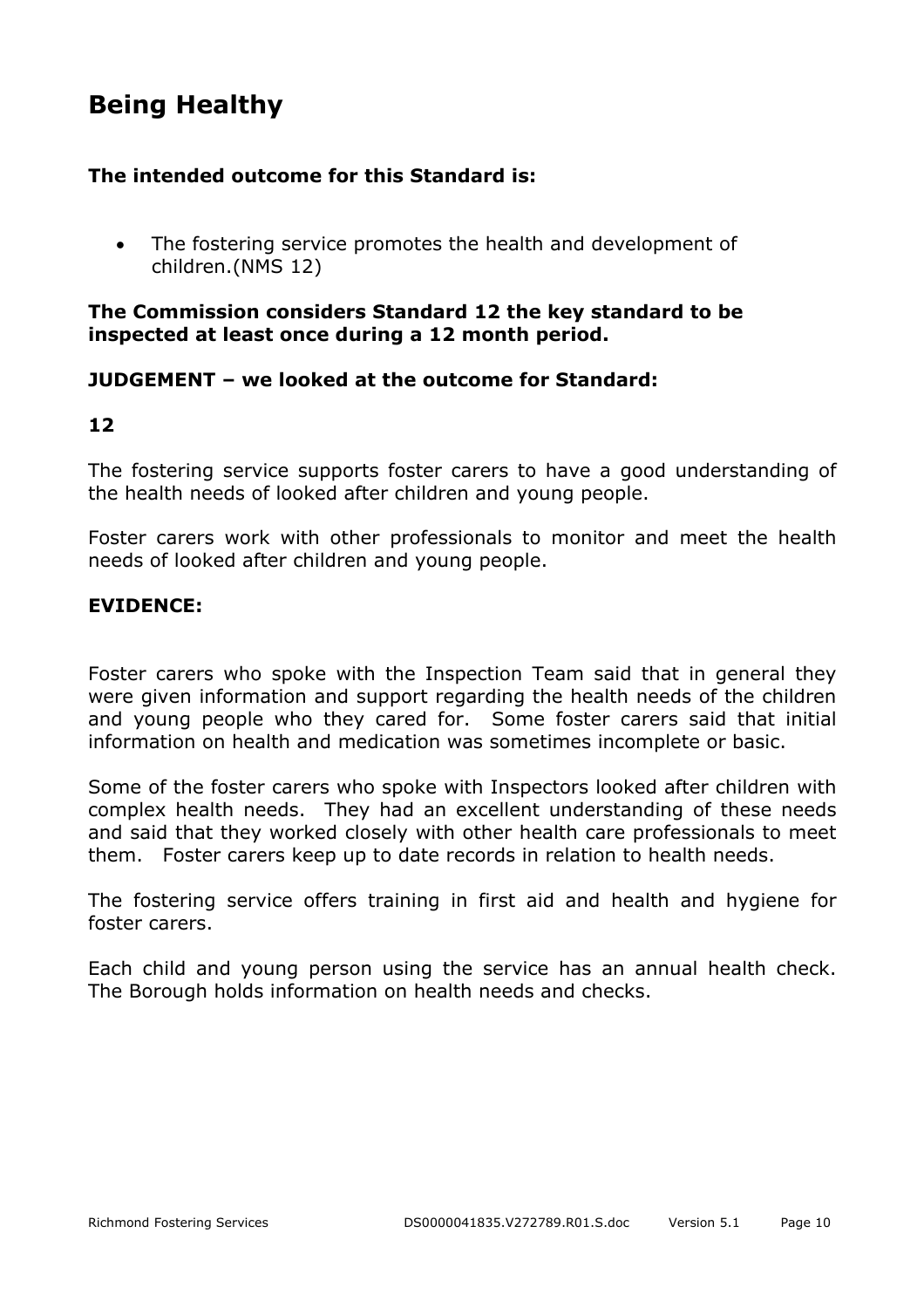# Being Healthy

**The intended outcome for this Standard is:**

- The fostering service promotes the health and development of children.(NMS 12)

**The Commission considers Standard 12 the key standard to be inspected at least once during a 12 month period.**

**JUDGEMENT – we looked at the outcome for Standard:**

**12**

The fostering service supports foster carers to have a good understanding of the health needs of looked after children and young people.

Foster carers work with other professionals to monitor and meet the health needs of looked after children and young people.

**EVIDENCE:**

Foster carers who spoke with the Inspection Team said that in general they were given information and support regarding the health needs of the children and young people who they cared for. Some foster carers said that initial information on health and medication was sometimes incomplete or basic.

Some of the foster carers who spoke with Inspectors looked after children with complex health needs. They had an excellent understanding of these needs and said that they worked closely with other health care professionals to meet them. Foster carers keep up to date records in relation to health needs.

The fostering service offers training in first aid and health and hygiene for foster carers.

Each child and young person using the service has an annual health check. The Borough holds information on health needs and checks.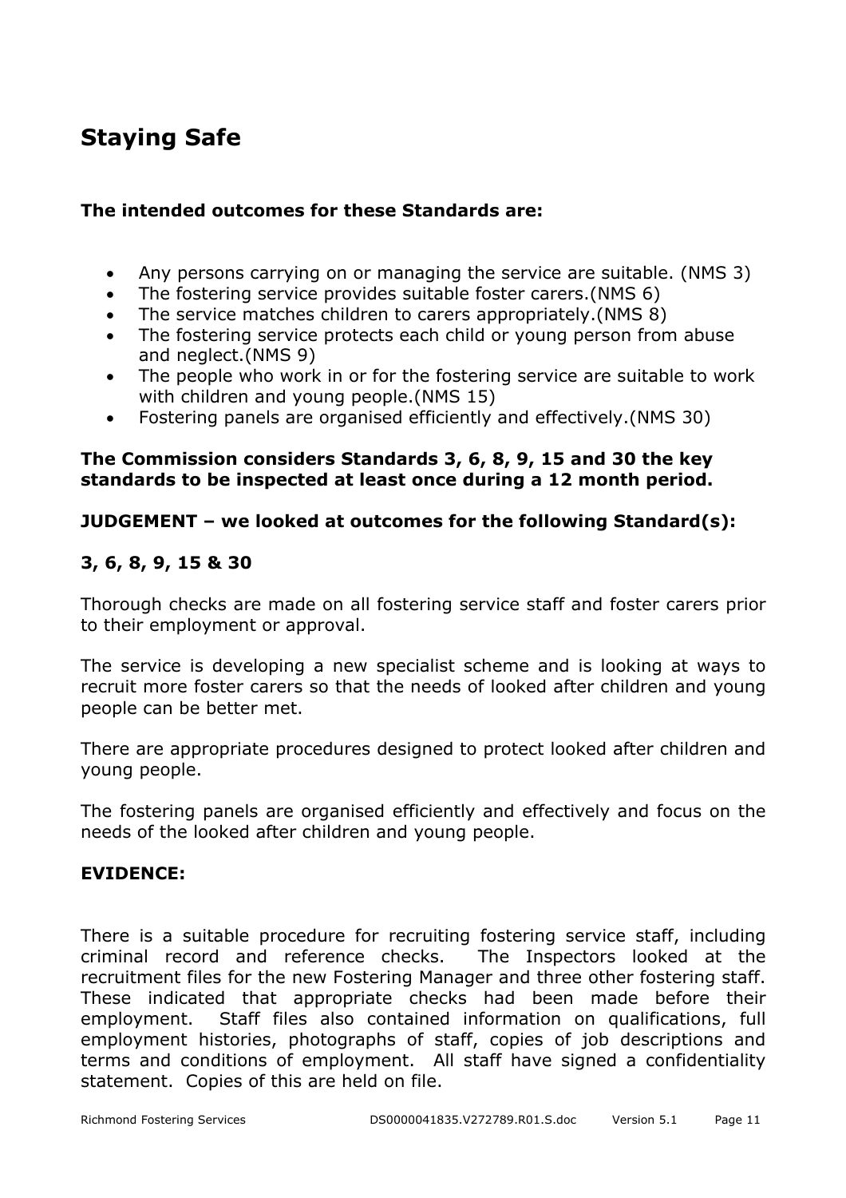# Staying Safe

**The intended outcomes for these Standards are:**

- Any persons carrying on or managing the service are suitable. (NMS 3)
- The fostering service provides suitable foster carers.(NMS 6)
- The service matches children to carers appropriately.(NMS 8)
- The fostering service protects each child or young person from abuse and neglect.(NMS 9)
- The people who work in or for the fostering service are suitable to work with children and young people.(NMS 15)
- Fostering panels are organised efficiently and effectively.(NMS 30)

**The Commission considers Standards 3, 6, 8, 9, 15 and 30 the key standards to be inspected at least once during a 12 month period.**

**JUDGEMENT – we looked at outcomes for the following Standard(s):**

**3, 6, 8, 9, 15 & 30**

Thorough checks are made on all fostering service staff and foster carers prior to their employment or approval.

The service is developing a new specialist scheme and is looking at ways to recruit more foster carers so that the needs of looked after children and young people can be better met.

There are appropriate procedures designed to protect looked after children and young people.

The fostering panels are organised efficiently and effectively and focus on the needs of the looked after children and young people.

**EVIDENCE:**

There is a suitable procedure for recruiting fostering service staff, including criminal record and reference checks. The Inspectors looked at the recruitment files for the new Fostering Manager and three other fostering staff. These indicated that appropriate checks had been made before their employment. Staff files also contained information on qualifications, full employment histories, photographs of staff, copies of job descriptions and terms and conditions of employment. All staff have signed a confidentiality statement. Copies of this are held on file.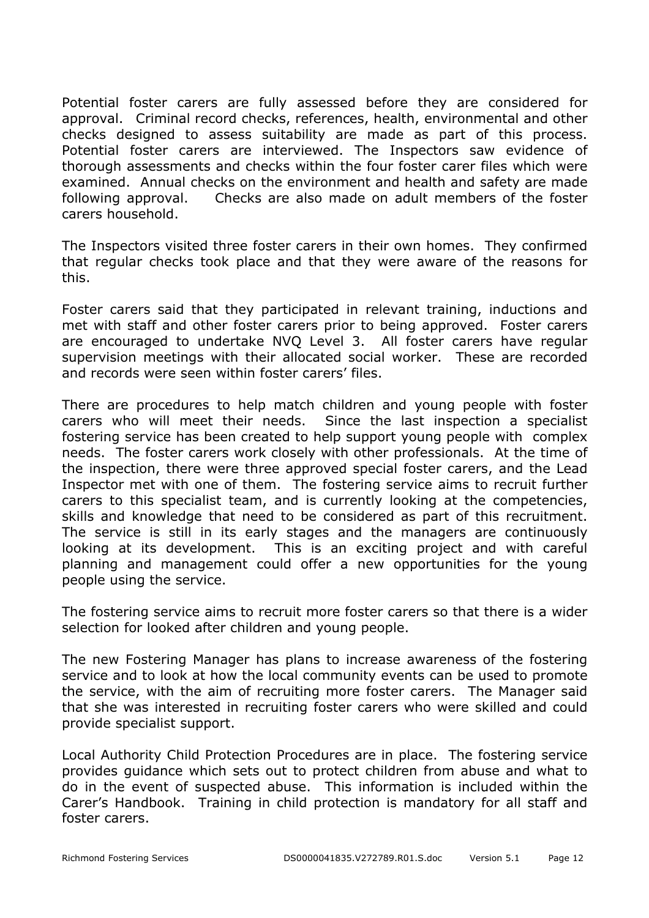Potential foster carers are fully assessed before they are considered for approval. Criminal record checks, references, health, environmental and other checks designed to assess suitability are made as part of this process. Potential foster carers are interviewed. The Inspectors saw evidence of thorough assessments and checks within the four foster carer files which were examined. Annual checks on the environment and health and safety are made following approval. Checks are also made on adult members of the foster carers household.

The Inspectors visited three foster carers in their own homes. They confirmed that regular checks took place and that they were aware of the reasons for this.

Foster carers said that they participated in relevant training, inductions and met with staff and other foster carers prior to being approved. Foster carers are encouraged to undertake NVQ Level 3. All foster carers have regular supervision meetings with their allocated social worker. These are recorded and records were seen within foster carers' files.

There are procedures to help match children and young people with foster carers who will meet their needs. Since the last inspection a specialist fostering service has been created to help support young people with complex needs. The foster carers work closely with other professionals. At the time of the inspection, there were three approved special foster carers, and the Lead Inspector met with one of them. The fostering service aims to recruit further carers to this specialist team, and is currently looking at the competencies, skills and knowledge that need to be considered as part of this recruitment. The service is still in its early stages and the managers are continuously looking at its development. This is an exciting project and with careful planning and management could offer a new opportunities for the young people using the service.

The fostering service aims to recruit more foster carers so that there is a wider selection for looked after children and young people.

The new Fostering Manager has plans to increase awareness of the fostering service and to look at how the local community events can be used to promote the service, with the aim of recruiting more foster carers. The Manager said that she was interested in recruiting foster carers who were skilled and could provide specialist support.

Local Authority Child Protection Procedures are in place. The fostering service provides guidance which sets out to protect children from abuse and what to do in the event of suspected abuse. This information is included within the Carer's Handbook. Training in child protection is mandatory for all staff and foster carers.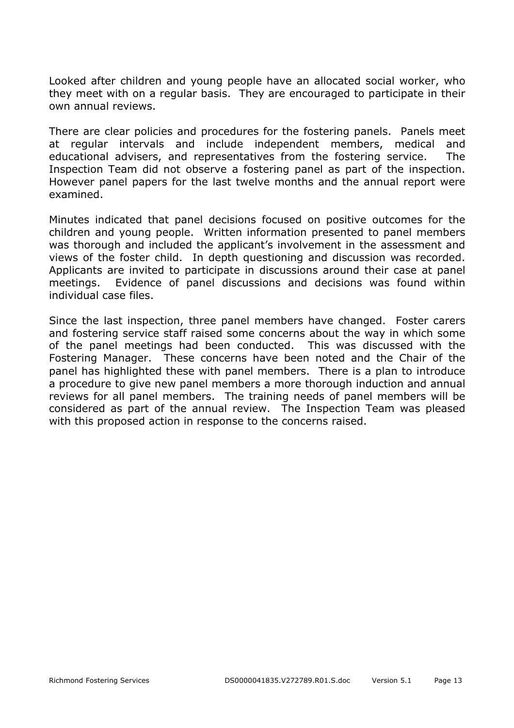Looked after children and young people have an allocated social worker, who they meet with on a regular basis. They are encouraged to participate in their own annual reviews.

There are clear policies and procedures for the fostering panels. Panels meet at regular intervals and include independent members, medical and educational advisers, and representatives from the fostering service. The Inspection Team did not observe a fostering panel as part of the inspection. However panel papers for the last twelve months and the annual report were examined.

Minutes indicated that panel decisions focused on positive outcomes for the children and young people. Written information presented to panel members was thorough and included the applicant's involvement in the assessment and views of the foster child. In depth questioning and discussion was recorded. Applicants are invited to participate in discussions around their case at panel meetings. Evidence of panel discussions and decisions was found within individual case files.

Since the last inspection, three panel members have changed. Foster carers and fostering service staff raised some concerns about the way in which some of the panel meetings had been conducted. This was discussed with the Fostering Manager. These concerns have been noted and the Chair of the panel has highlighted these with panel members. There is a plan to introduce a procedure to give new panel members a more thorough induction and annual reviews for all panel members. The training needs of panel members will be considered as part of the annual review. The Inspection Team was pleased with this proposed action in response to the concerns raised.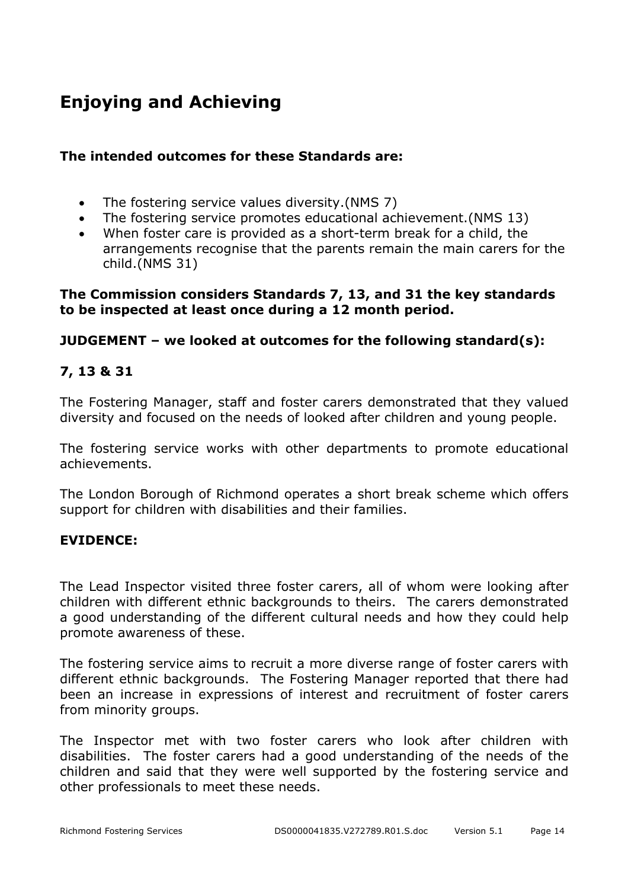# Enjoying and Achieving

**The intended outcomes for these Standards are:**

- The fostering service values diversity.(NMS 7)
- The fostering service promotes educational achievement.(NMS 13)
- When foster care is provided as a short-term break for a child, the arrangements recognise that the parents remain the main carers for the child.(NMS 31)

**The Commission considers Standards 7, 13, and 31 the key standards to be inspected at least once during a 12 month period.**

**JUDGEMENT – we looked at outcomes for the following standard(s):**

**7, 13 & 31**

The Fostering Manager, staff and foster carers demonstrated that they valued diversity and focused on the needs of looked after children and young people.

The fostering service works with other departments to promote educational achievements.

The London Borough of Richmond operates a short break scheme which offers support for children with disabilities and their families.

**EVIDENCE:**

The Lead Inspector visited three foster carers, all of whom were looking after children with different ethnic backgrounds to theirs. The carers demonstrated a good understanding of the different cultural needs and how they could help promote awareness of these.

The fostering service aims to recruit a more diverse range of foster carers with different ethnic backgrounds. The Fostering Manager reported that there had been an increase in expressions of interest and recruitment of foster carers from minority groups.

The Inspector met with two foster carers who look after children with disabilities. The foster carers had a good understanding of the needs of the children and said that they were well supported by the fostering service and other professionals to meet these needs.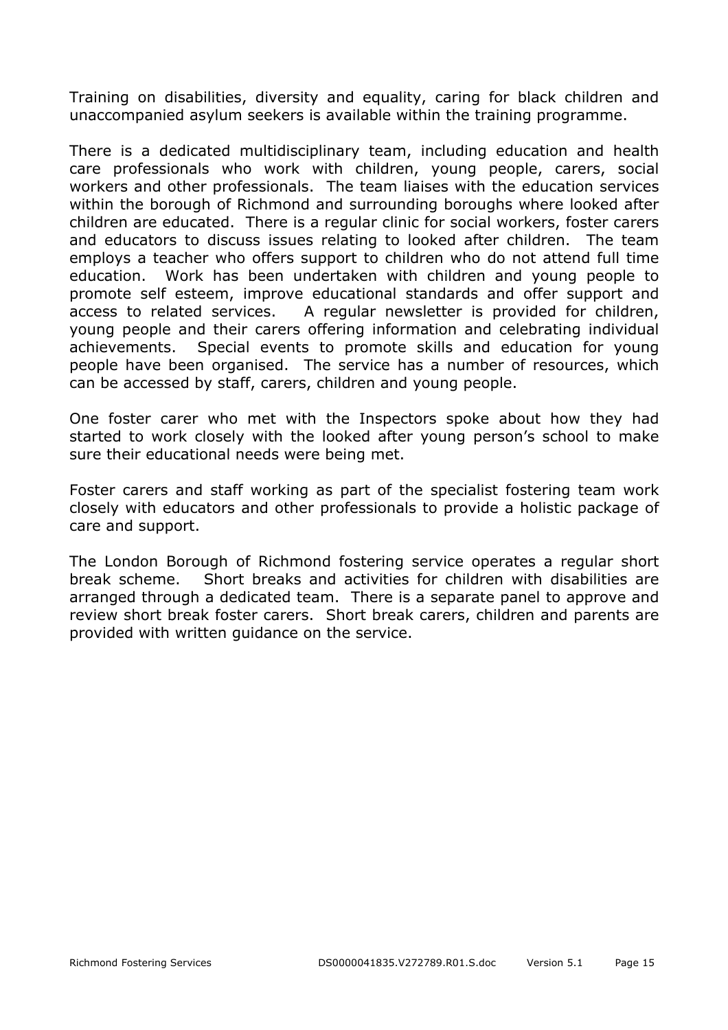Training on disabilities, diversity and equality, caring for black children and unaccompanied asylum seekers is available within the training programme.

There is a dedicated multidisciplinary team, including education and health care professionals who work with children, young people, carers, social workers and other professionals. The team liaises with the education services within the borough of Richmond and surrounding boroughs where looked after children are educated. There is a regular clinic for social workers, foster carers and educators to discuss issues relating to looked after children. The team employs a teacher who offers support to children who do not attend full time education. Work has been undertaken with children and young people to promote self esteem, improve educational standards and offer support and access to related services. A regular newsletter is provided for children, young people and their carers offering information and celebrating individual achievements. Special events to promote skills and education for young people have been organised. The service has a number of resources, which can be accessed by staff, carers, children and young people.

One foster carer who met with the Inspectors spoke about how they had started to work closely with the looked after young person's school to make sure their educational needs were being met.

Foster carers and staff working as part of the specialist fostering team work closely with educators and other professionals to provide a holistic package of care and support.

The London Borough of Richmond fostering service operates a regular short break scheme. Short breaks and activities for children with disabilities are arranged through a dedicated team. There is a separate panel to approve and review short break foster carers. Short break carers, children and parents are provided with written guidance on the service.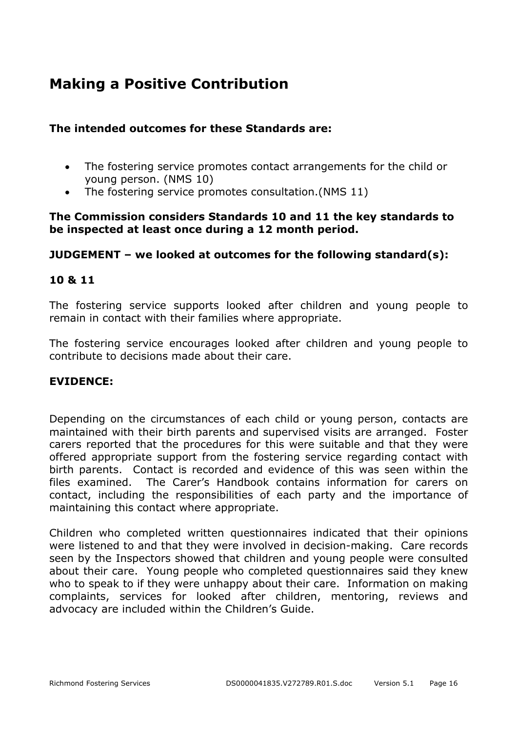## Making a Positive Contribution

**The intended outcomes for these Standards are:**

- The fostering service promotes contact arrangements for the child or young person. (NMS 10)
- The fostering service promotes consultation.(NMS 11)

**The Commission considers Standards 10 and 11 the key standards to be inspected at least once during a 12 month period.**

**JUDGEMENT – we looked at outcomes for the following standard(s):**

**10 & 11**

The fostering service supports looked after children and young people to remain in contact with their families where appropriate.

The fostering service encourages looked after children and young people to contribute to decisions made about their care.

**EVIDENCE:**

Depending on the circumstances of each child or young person, contacts are maintained with their birth parents and supervised visits are arranged. Foster carers reported that the procedures for this were suitable and that they were offered appropriate support from the fostering service regarding contact with birth parents. Contact is recorded and evidence of this was seen within the files examined. The Carer's Handbook contains information for carers on contact, including the responsibilities of each party and the importance of maintaining this contact where appropriate.

Children who completed written questionnaires indicated that their opinions were listened to and that they were involved in decision-making. Care records seen by the Inspectors showed that children and young people were consulted about their care. Young people who completed questionnaires said they knew who to speak to if they were unhappy about their care. Information on making complaints, services for looked after children, mentoring, reviews and advocacy are included within the Children's Guide.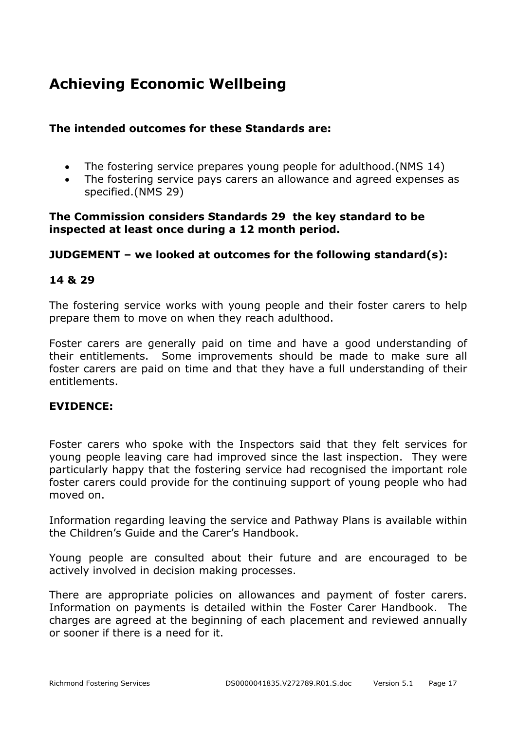# Achieving Economic Wellbeing

**The intended outcomes for these Standards are:**

- The fostering service prepares young people for adulthood.(NMS 14)
- The fostering service pays carers an allowance and agreed expenses as specified.(NMS 29)

**The Commission considers Standards 29 the key standard to be inspected at least once during a 12 month period.**

**JUDGEMENT – we looked at outcomes for the following standard(s):**

**14 & 29**

The fostering service works with young people and their foster carers to help prepare them to move on when they reach adulthood.

Foster carers are generally paid on time and have a good understanding of their entitlements. Some improvements should be made to make sure all foster carers are paid on time and that they have a full understanding of their entitlements.

**EVIDENCE:**

Foster carers who spoke with the Inspectors said that they felt services for young people leaving care had improved since the last inspection. They were particularly happy that the fostering service had recognised the important role foster carers could provide for the continuing support of young people who had moved on.

Information regarding leaving the service and Pathway Plans is available within the Children's Guide and the Carer's Handbook.

Young people are consulted about their future and are encouraged to be actively involved in decision making processes.

There are appropriate policies on allowances and payment of foster carers. Information on payments is detailed within the Foster Carer Handbook. The charges are agreed at the beginning of each placement and reviewed annually or sooner if there is a need for it.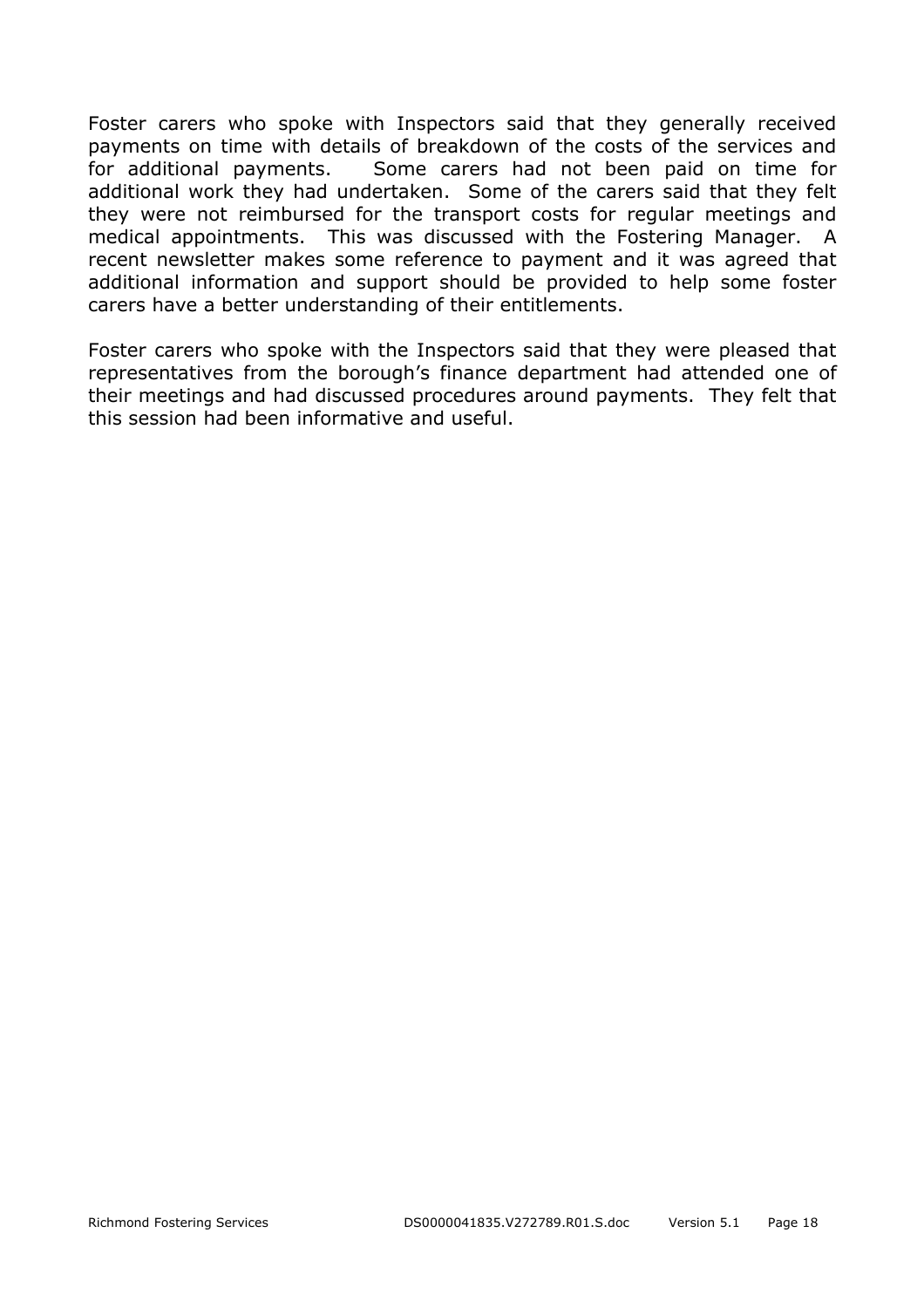Foster carers who spoke with Inspectors said that they generally received payments on time with details of breakdown of the costs of the services and for additional payments. Some carers had not been paid on time for additional work they had undertaken. Some of the carers said that they felt they were not reimbursed for the transport costs for regular meetings and medical appointments. This was discussed with the Fostering Manager. A recent newsletter makes some reference to payment and it was agreed that additional information and support should be provided to help some foster carers have a better understanding of their entitlements.

Foster carers who spoke with the Inspectors said that they were pleased that representatives from the borough's finance department had attended one of their meetings and had discussed procedures around payments. They felt that this session had been informative and useful.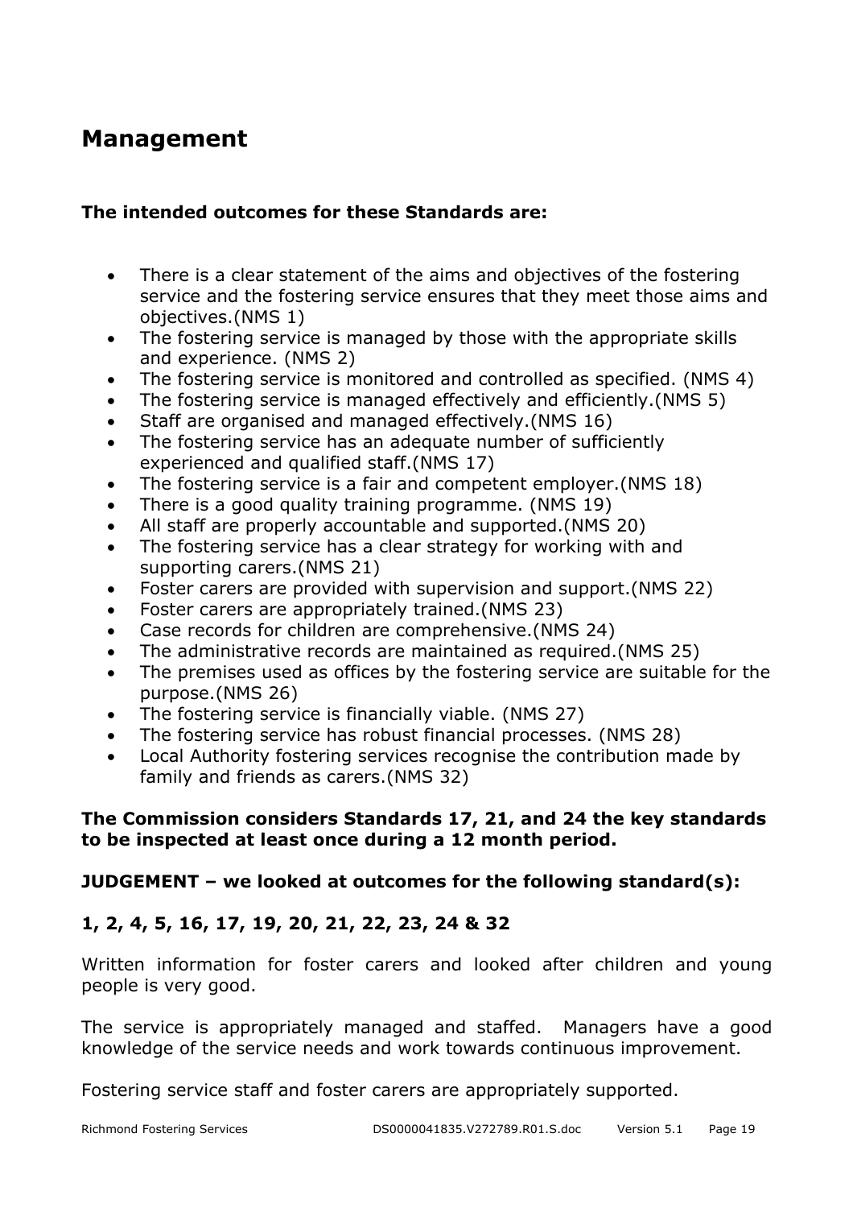# Management

**The intended outcomes for these Standards are:**

- There is a clear statement of the aims and objectives of the fostering service and the fostering service ensures that they meet those aims and objectives.(NMS 1)
- The fostering service is managed by those with the appropriate skills and experience. (NMS 2)
- The fostering service is monitored and controlled as specified. (NMS 4)
- The fostering service is managed effectively and efficiently.(NMS 5)
- Staff are organised and managed effectively.(NMS 16)
- The fostering service has an adequate number of sufficiently experienced and qualified staff.(NMS 17)
- The fostering service is a fair and competent employer.(NMS 18)
- There is a good quality training programme. (NMS 19)
- All staff are properly accountable and supported.(NMS 20)
- The fostering service has a clear strategy for working with and supporting carers.(NMS 21)
- Foster carers are provided with supervision and support.(NMS 22)
- Foster carers are appropriately trained.(NMS 23)
- Case records for children are comprehensive.(NMS 24)
- The administrative records are maintained as required.(NMS 25)
- The premises used as offices by the fostering service are suitable for the purpose.(NMS 26)
- The fostering service is financially viable. (NMS 27)
- The fostering service has robust financial processes. (NMS 28)
- Local Authority fostering services recognise the contribution made by family and friends as carers.(NMS 32)

**The Commission considers Standards 17, 21, and 24 the key standards to be inspected at least once during a 12 month period.**

**JUDGEMENT – we looked at outcomes for the following standard(s):**

**1, 2, 4, 5, 16, 17, 19, 20, 21, 22, 23, 24 & 32**

Written information for foster carers and looked after children and young people is very good.

The service is appropriately managed and staffed. Managers have a good knowledge of the service needs and work towards continuous improvement.

Fostering service staff and foster carers are appropriately supported.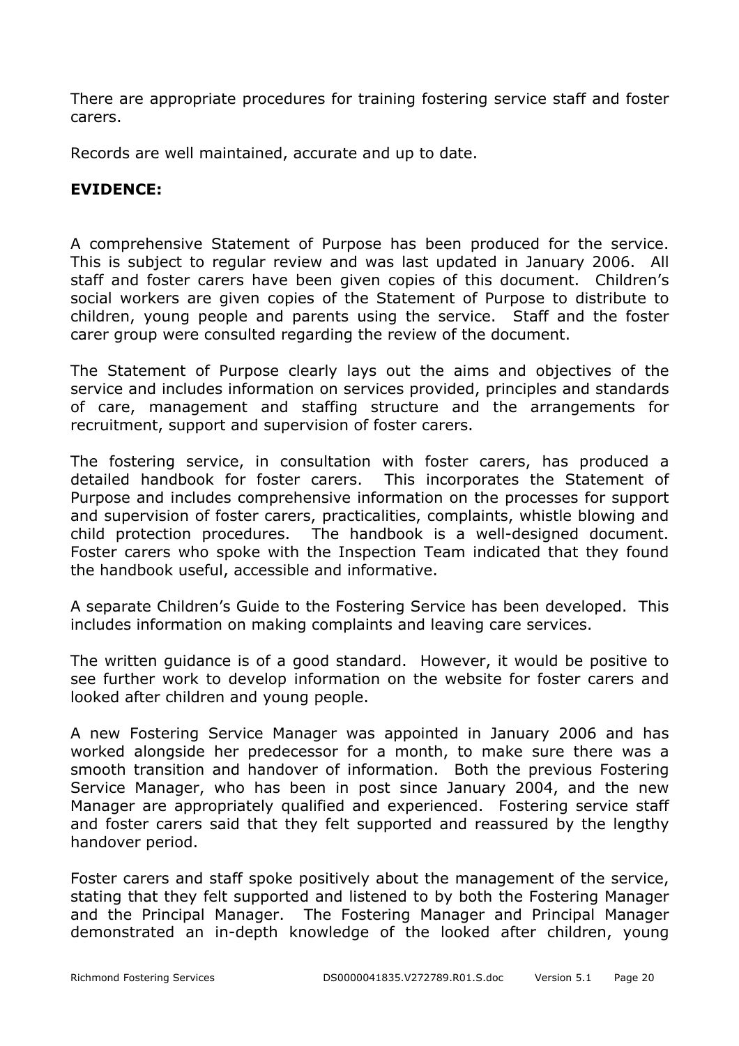There are appropriate procedures for training fostering service staff and foster carers.

Records are well maintained, accurate and up to date.

**EVIDENCE:**

A comprehensive Statement of Purpose has been produced for the service. This is subject to regular review and was last updated in January 2006. All staff and foster carers have been given copies of this document. Children's social workers are given copies of the Statement of Purpose to distribute to children, young people and parents using the service. Staff and the foster carer group were consulted regarding the review of the document.

The Statement of Purpose clearly lays out the aims and objectives of the service and includes information on services provided, principles and standards of care, management and staffing structure and the arrangements for recruitment, support and supervision of foster carers.

The fostering service, in consultation with foster carers, has produced a detailed handbook for foster carers. This incorporates the Statement of Purpose and includes comprehensive information on the processes for support and supervision of foster carers, practicalities, complaints, whistle blowing and child protection procedures. The handbook is a well-designed document. Foster carers who spoke with the Inspection Team indicated that they found the handbook useful, accessible and informative.

A separate Children's Guide to the Fostering Service has been developed. This includes information on making complaints and leaving care services.

The written guidance is of a good standard. However, it would be positive to see further work to develop information on the website for foster carers and looked after children and young people.

A new Fostering Service Manager was appointed in January 2006 and has worked alongside her predecessor for a month, to make sure there was a smooth transition and handover of information. Both the previous Fostering Service Manager, who has been in post since January 2004, and the new Manager are appropriately qualified and experienced. Fostering service staff and foster carers said that they felt supported and reassured by the lengthy handover period.

Foster carers and staff spoke positively about the management of the service, stating that they felt supported and listened to by both the Fostering Manager and the Principal Manager. The Fostering Manager and Principal Manager demonstrated an in-depth knowledge of the looked after children, young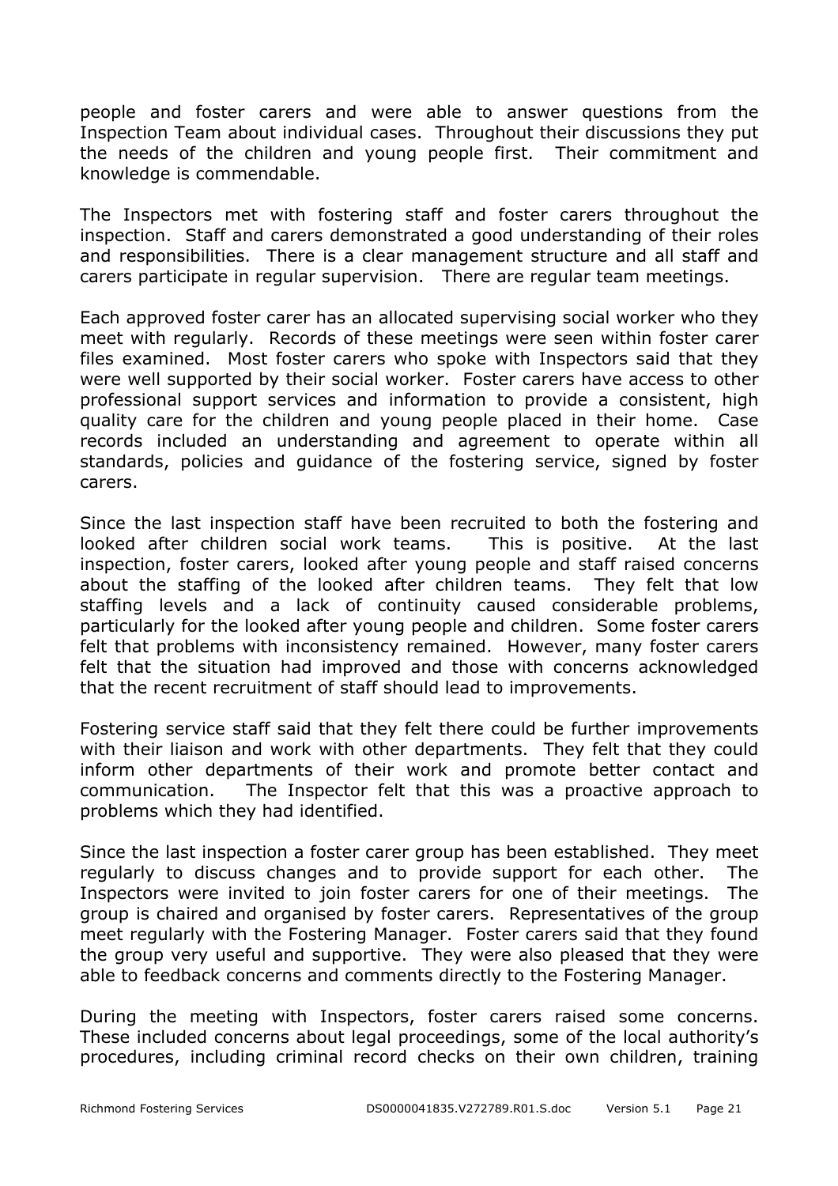people and foster carers and were able to answer questions from the Inspection Team about individual cases. Throughout their discussions they put the needs of the children and young people first. Their commitment and knowledge is commendable.

The Inspectors met with fostering staff and foster carers throughout the inspection. Staff and carers demonstrated a good understanding of their roles and responsibilities. There is a clear management structure and all staff and carers participate in regular supervision. There are regular team meetings.

Each approved foster carer has an allocated supervising social worker who they meet with regularly. Records of these meetings were seen within foster carer files examined. Most foster carers who spoke with Inspectors said that they were well supported by their social worker. Foster carers have access to other professional support services and information to provide a consistent, high quality care for the children and young people placed in their home. Case records included an understanding and agreement to operate within all standards, policies and guidance of the fostering service, signed by foster carers.

Since the last inspection staff have been recruited to both the fostering and looked after children social work teams. This is positive. At the last inspection, foster carers, looked after young people and staff raised concerns about the staffing of the looked after children teams. They felt that low staffing levels and a lack of continuity caused considerable problems, particularly for the looked after young people and children. Some foster carers felt that problems with inconsistency remained. However, many foster carers felt that the situation had improved and those with concerns acknowledged that the recent recruitment of staff should lead to improvements.

Fostering service staff said that they felt there could be further improvements with their liaison and work with other departments. They felt that they could inform other departments of their work and promote better contact and communication. The Inspector felt that this was a proactive approach to problems which they had identified.

Since the last inspection a foster carer group has been established. They meet regularly to discuss changes and to provide support for each other. The Inspectors were invited to join foster carers for one of their meetings. The group is chaired and organised by foster carers. Representatives of the group meet regularly with the Fostering Manager. Foster carers said that they found the group very useful and supportive. They were also pleased that they were able to feedback concerns and comments directly to the Fostering Manager.

During the meeting with Inspectors, foster carers raised some concerns. These included concerns about legal proceedings, some of the local authority's procedures, including criminal record checks on their own children, training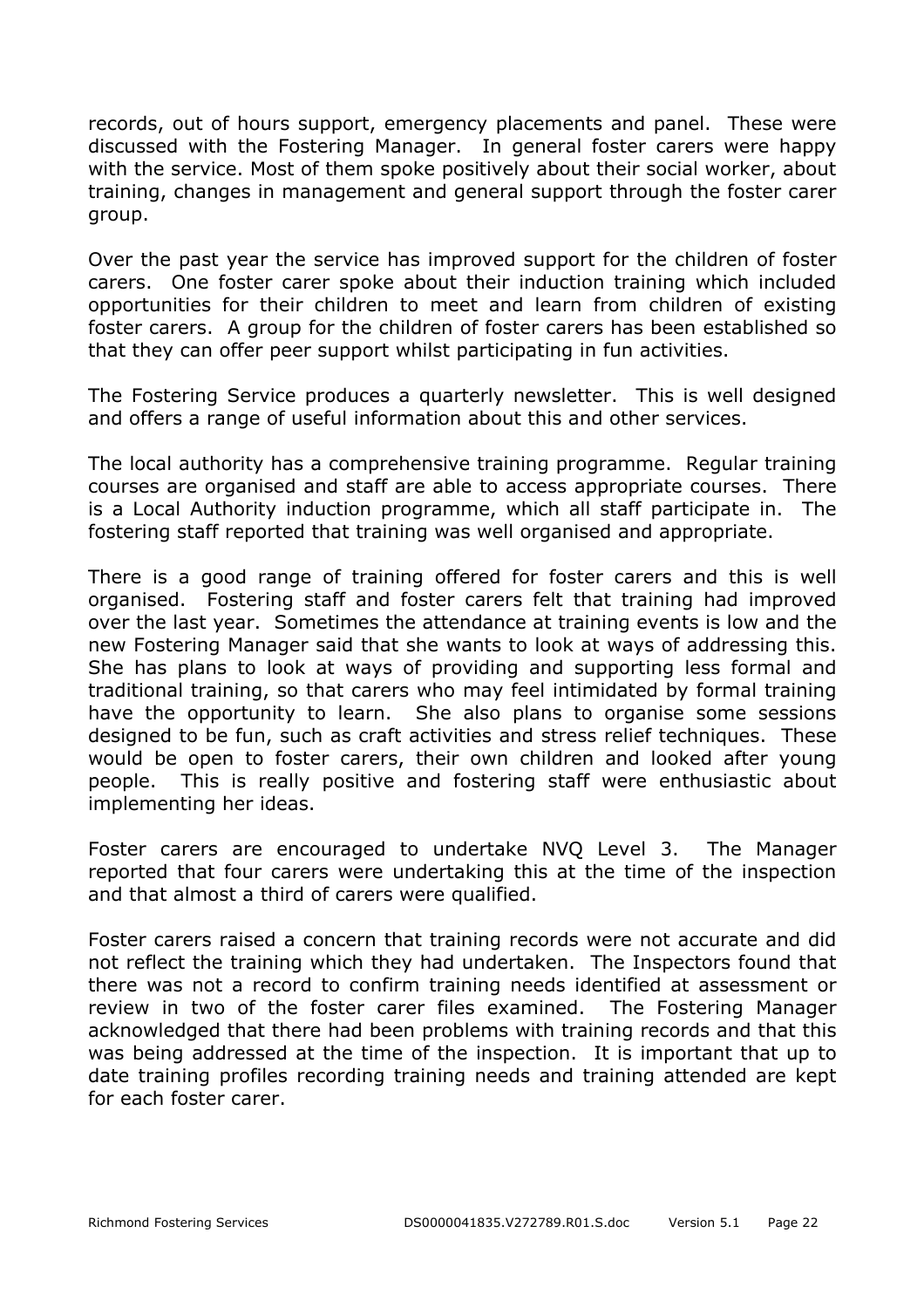records, out of hours support, emergency placements and panel. These were discussed with the Fostering Manager. In general foster carers were happy with the service. Most of them spoke positively about their social worker, about training, changes in management and general support through the foster carer group.

Over the past year the service has improved support for the children of foster carers. One foster carer spoke about their induction training which included opportunities for their children to meet and learn from children of existing foster carers. A group for the children of foster carers has been established so that they can offer peer support whilst participating in fun activities.

The Fostering Service produces a quarterly newsletter. This is well designed and offers a range of useful information about this and other services.

The local authority has a comprehensive training programme. Regular training courses are organised and staff are able to access appropriate courses. There is a Local Authority induction programme, which all staff participate in. The fostering staff reported that training was well organised and appropriate.

There is a good range of training offered for foster carers and this is well organised. Fostering staff and foster carers felt that training had improved over the last year. Sometimes the attendance at training events is low and the new Fostering Manager said that she wants to look at ways of addressing this. She has plans to look at ways of providing and supporting less formal and traditional training, so that carers who may feel intimidated by formal training have the opportunity to learn. She also plans to organise some sessions designed to be fun, such as craft activities and stress relief techniques. These would be open to foster carers, their own children and looked after young people. This is really positive and fostering staff were enthusiastic about implementing her ideas.

Foster carers are encouraged to undertake NVQ Level 3. The Manager reported that four carers were undertaking this at the time of the inspection and that almost a third of carers were qualified.

Foster carers raised a concern that training records were not accurate and did not reflect the training which they had undertaken. The Inspectors found that there was not a record to confirm training needs identified at assessment or review in two of the foster carer files examined. The Fostering Manager acknowledged that there had been problems with training records and that this was being addressed at the time of the inspection. It is important that up to date training profiles recording training needs and training attended are kept for each foster carer.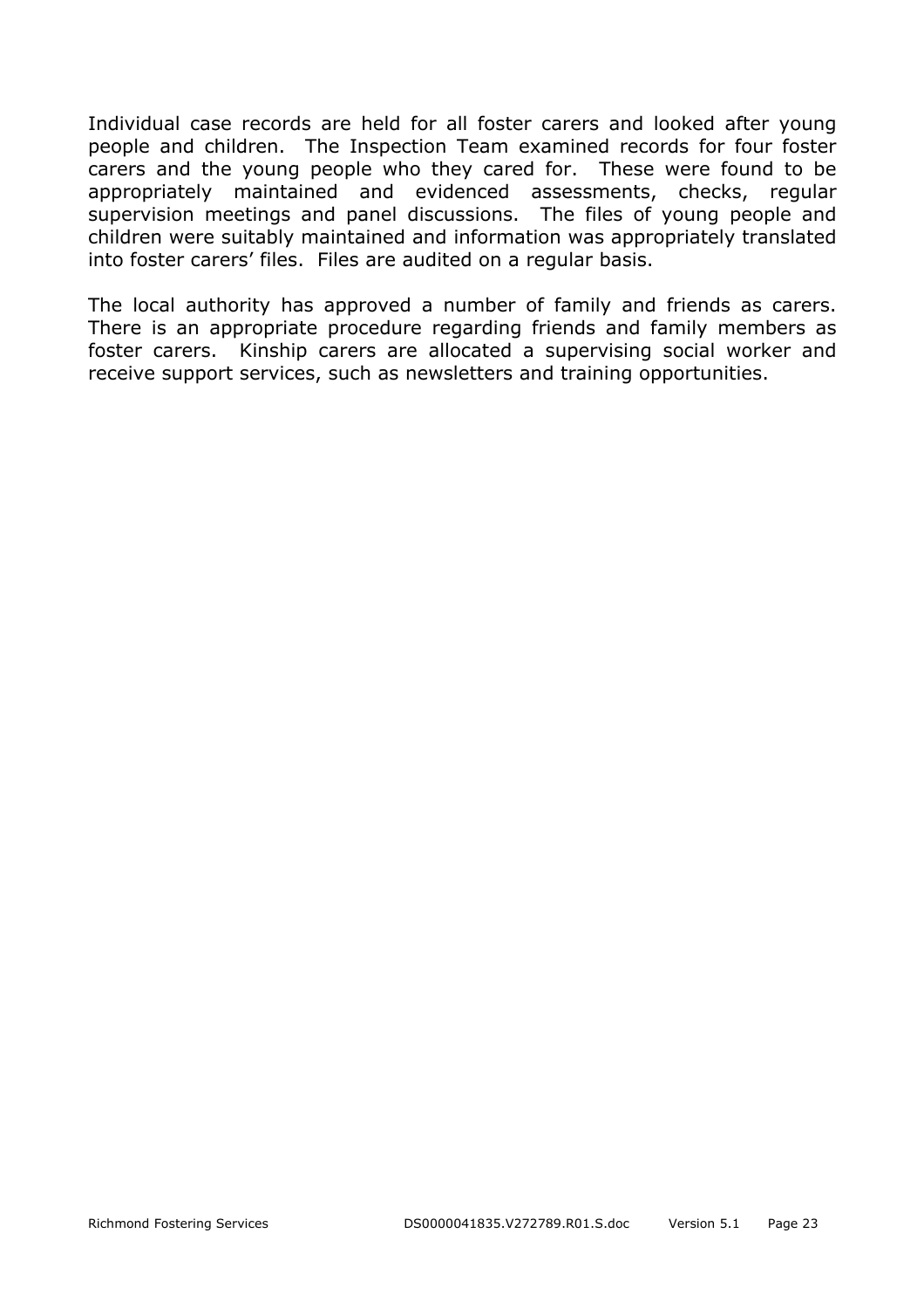Individual case records are held for all foster carers and looked after young people and children. The Inspection Team examined records for four foster carers and the young people who they cared for. These were found to be appropriately maintained and evidenced assessments, checks, regular supervision meetings and panel discussions. The files of young people and children were suitably maintained and information was appropriately translated into foster carers' files. Files are audited on a regular basis.

The local authority has approved a number of family and friends as carers. There is an appropriate procedure regarding friends and family members as foster carers. Kinship carers are allocated a supervising social worker and receive support services, such as newsletters and training opportunities.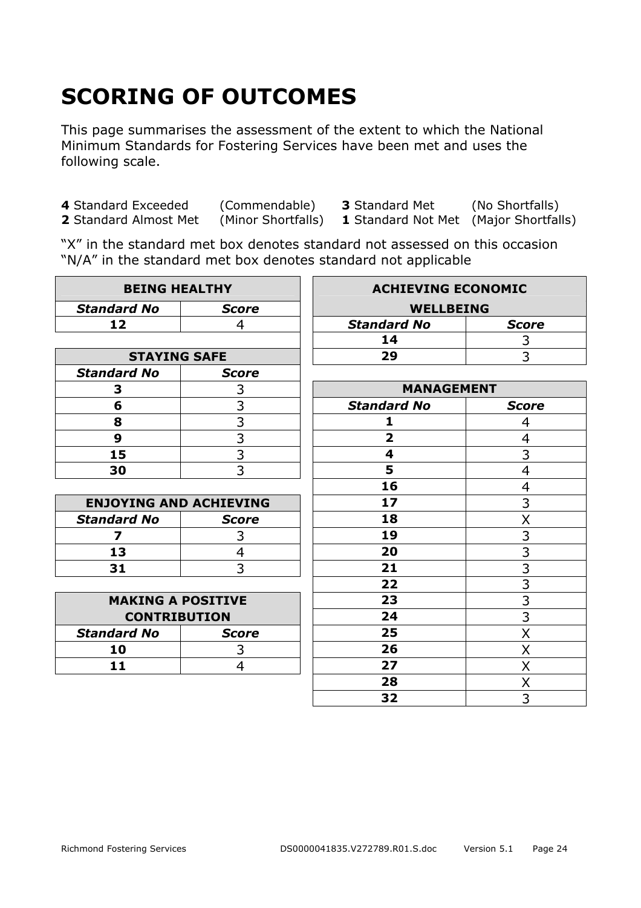# SCORING OF OUTCOMES

This page summarises the assessment of the extent to which the National Minimum Standards for Fostering Services have been met and uses the following scale.

**4** Standard Exceeded (Commendable) **3** Standard Met (No Shortfalls)
**2** Standard Almost Met (Minor Shortfalls) **1** Standard Not Met (Major Shortfalls)

"X" in the standard met box denotes standard not assessed on this occasion
"N/A" in the standard met box denotes standard not applicable

| BEING HEALTHY | |
|---|---|
| ***Standard No*** | ***Score*** |
| **12** | 4 |

| STAYING SAFE | |
|---|---|
| ***Standard No*** | ***Score*** |
| **3** | 3 |
| **6** | 3 |
| **8** | 3 |
| **9** | 3 |
| **15** | 3 |
| **30** | 3 |

| ENJOYING AND ACHIEVING | |
|---|---|
| ***Standard No*** | ***Score*** |
| **7** | 3 |
| **13** | 4 |
| **31** | 3 |

| MAKING A POSITIVE CONTRIBUTION | |
|---|---|
| ***Standard No*** | ***Score*** |
| **10** | 3 |
| **11** | 4 |

| ACHIEVING ECONOMIC WELLBEING | |
|---|---|
| ***Standard No*** | ***Score*** |
| **14** | 3 |
| **29** | 3 |

| MANAGEMENT | |
|---|---|
| ***Standard No*** | ***Score*** |
| **1** | 4 |
| **2** | 4 |
| **4** | 3 |
| **5** | 4 |
| **16** | 4 |
| **17** | 3 |
| **18** | X |
| **19** | 3 |
| **20** | 3 |
| **21** | 3 |
| **22** | 3 |
| **23** | 3 |
| **24** | 3 |
| **25** | X |
| **26** | X |
| **27** | X |
| **28** | X |
| **32** | 3 |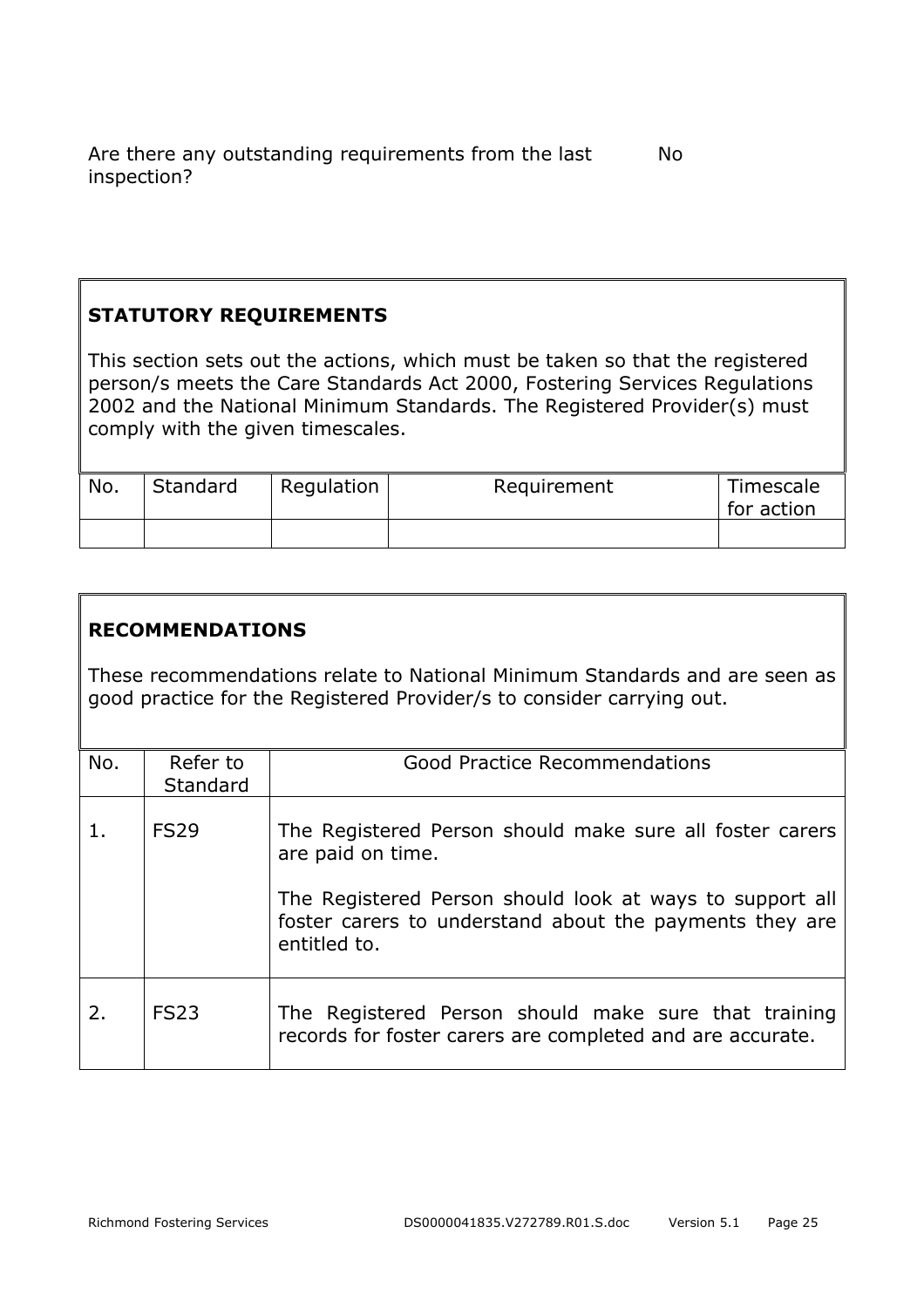Are there any outstanding requirements from the last inspection? No

## STATUTORY REQUIREMENTS

This section sets out the actions, which must be taken so that the registered person/s meets the Care Standards Act 2000, Fostering Services Regulations 2002 and the National Minimum Standards. The Registered Provider(s) must comply with the given timescales.

| No. | Standard | Regulation | Requirement | Timescale for action |
|---|---|---|---|---|
| | | | | |

## RECOMMENDATIONS

These recommendations relate to National Minimum Standards and are seen as good practice for the Registered Provider/s to consider carrying out.

| No. | Refer to Standard | Good Practice Recommendations |
|---|---|---|
| 1. | FS29 | The Registered Person should make sure all foster carers are paid on time.<br><br>The Registered Person should look at ways to support all foster carers to understand about the payments they are entitled to. |
| 2. | FS23 | The Registered Person should make sure that training records for foster carers are completed and are accurate. |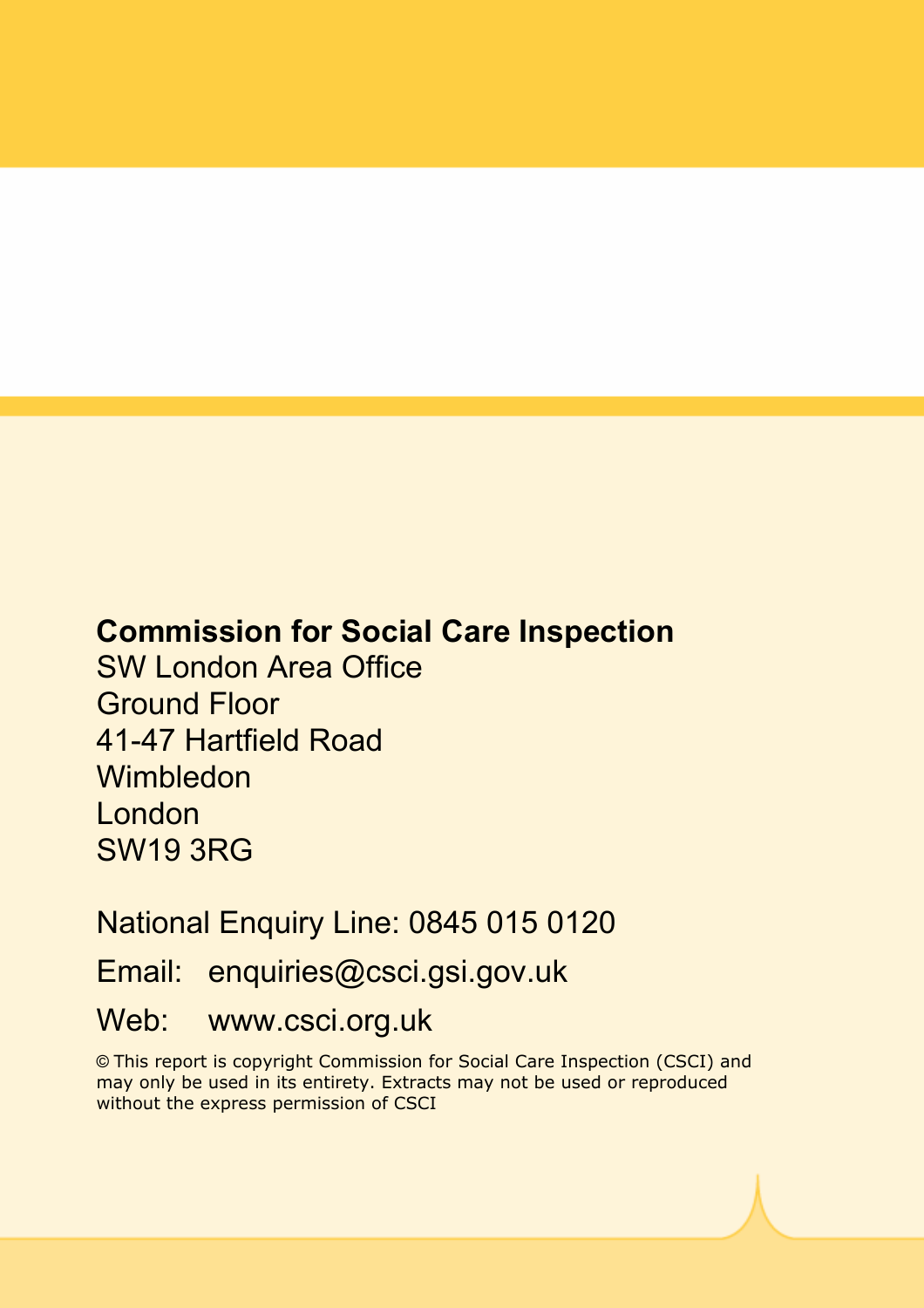**Commission for Social Care Inspection**
SW London Area Office
Ground Floor
41-47 Hartfield Road
Wimbledon
London
SW19 3RG

National Enquiry Line: 0845 015 0120

Email: enquiries@csci.gsi.gov.uk

Web: www.csci.org.uk

© This report is copyright Commission for Social Care Inspection (CSCI) and may only be used in its entirety. Extracts may not be used or reproduced without the express permission of CSCI